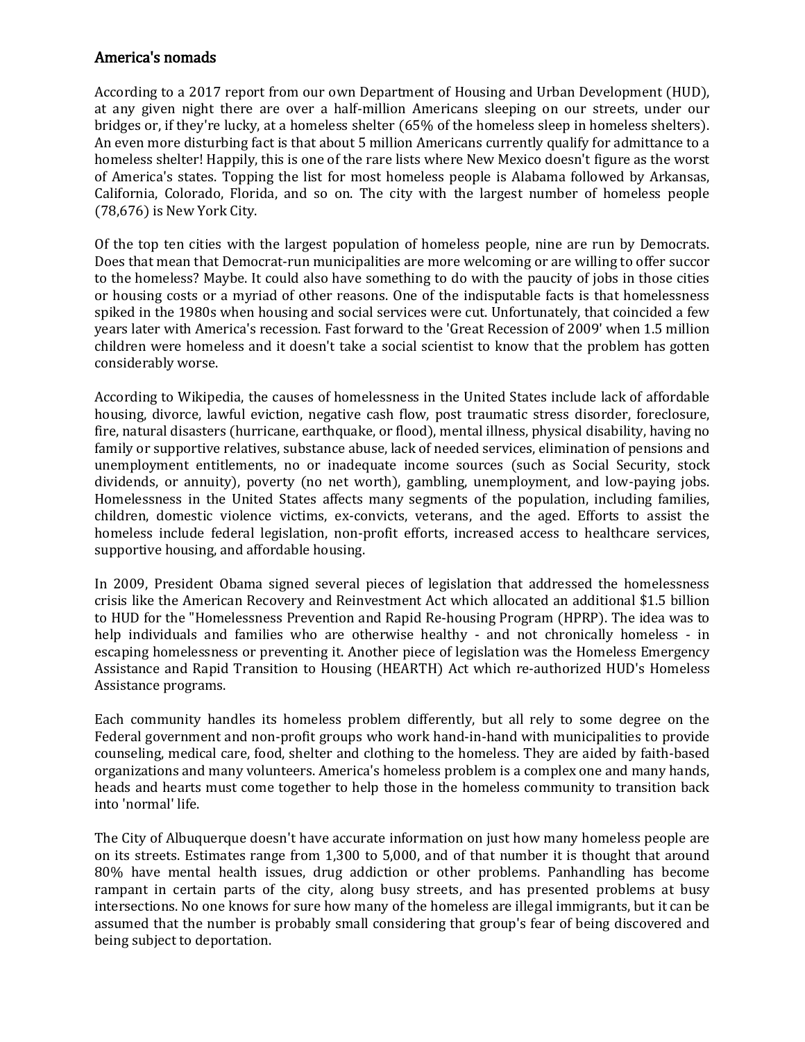## America's nomads

According to a 2017 report from our own Department of Housing and Urban Development (HUD), at any given night there are over a half-million Americans sleeping on our streets, under our bridges or, if they're lucky, at a homeless shelter (65% of the homeless sleep in homeless shelters). An even more disturbing fact is that about 5 million Americans currently qualify for admittance to a homeless shelter! Happily, this is one of the rare lists where New Mexico doesn't figure as the worst of America's states. Topping the list for most homeless people is Alabama followed by Arkansas, California, Colorado, Florida, and so on. The city with the largest number of homeless people (78,676) is New York City.

Of the top ten cities with the largest population of homeless people, nine are run by Democrats. Does that mean that Democrat-run municipalities are more welcoming or are willing to offer succor to the homeless? Maybe. It could also have something to do with the paucity of jobs in those cities or housing costs or a myriad of other reasons. One of the indisputable facts is that homelessness spiked in the 1980s when housing and social services were cut. Unfortunately, that coincided a few years later with America's recession. Fast forward to the 'Great Recession of 2009' when 1.5 million children were homeless and it doesn't take a social scientist to know that the problem has gotten considerably worse.

According to Wikipedia, the causes of homelessness in the United States include lack of affordable housing, divorce, lawful eviction, negative cash flow, post traumatic stress disorder, foreclosure, fire, natural disasters (hurricane, earthquake, or flood), mental illness, physical disability, having no family or supportive relatives, substance abuse, lack of needed services, elimination of pensions and unemployment entitlements, no or inadequate income sources (such as Social Security, stock dividends, or annuity), poverty (no net worth), gambling, unemployment, and low-paying jobs. Homelessness in the United States affects many segments of the population, including families, children, domestic violence victims, ex-convicts, veterans, and the aged. Efforts to assist the homeless include federal legislation, non-profit efforts, increased access to healthcare services, supportive housing, and affordable housing.

In 2009, President Obama signed several pieces of legislation that addressed the homelessness crisis like the American Recovery and Reinvestment Act which allocated an additional $1.5 billion to HUD for the "Homelessness Prevention and Rapid Re-housing Program (HPRP). The idea was to help individuals and families who are otherwise healthy - and not chronically homeless - in escaping homelessness or preventing it. Another piece of legislation was the Homeless Emergency Assistance and Rapid Transition to Housing (HEARTH) Act which re-authorized HUD's Homeless Assistance programs.

Each community handles its homeless problem differently, but all rely to some degree on the Federal government and non-profit groups who work hand-in-hand with municipalities to provide counseling, medical care, food, shelter and clothing to the homeless. They are aided by faith-based organizations and many volunteers. America's homeless problem is a complex one and many hands, heads and hearts must come together to help those in the homeless community to transition back into 'normal' life.

The City of Albuquerque doesn't have accurate information on just how many homeless people are on its streets. Estimates range from 1,300 to 5,000, and of that number it is thought that around 80% have mental health issues, drug addiction or other problems. Panhandling has become rampant in certain parts of the city, along busy streets, and has presented problems at busy intersections. No one knows for sure how many of the homeless are illegal immigrants, but it can be assumed that the number is probably small considering that group's fear of being discovered and being subject to deportation.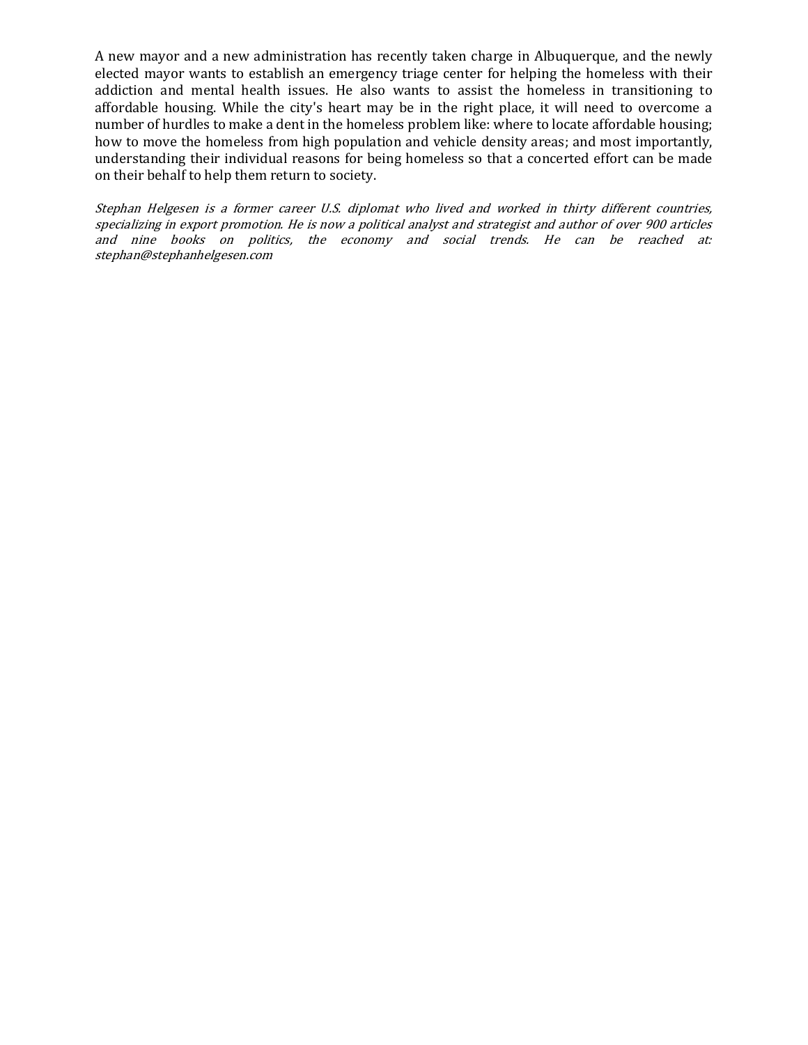A new mayor and a new administration has recently taken charge in Albuquerque, and the newly elected mayor wants to establish an emergency triage center for helping the homeless with their addiction and mental health issues. He also wants to assist the homeless in transitioning to affordable housing. While the city's heart may be in the right place, it will need to overcome a number of hurdles to make a dent in the homeless problem like: where to locate affordable housing; how to move the homeless from high population and vehicle density areas; and most importantly, understanding their individual reasons for being homeless so that a concerted effort can be made on their behalf to help them return to society.

*Stephan Helgesen is a former career U.S. diplomat who lived and worked in thirty different countries, specializing in export promotion. He is now a political analyst and strategist and author of over 900 articles and nine books on politics, the economy and social trends. He can be reached at: stephan@stephanhelgesen.com*